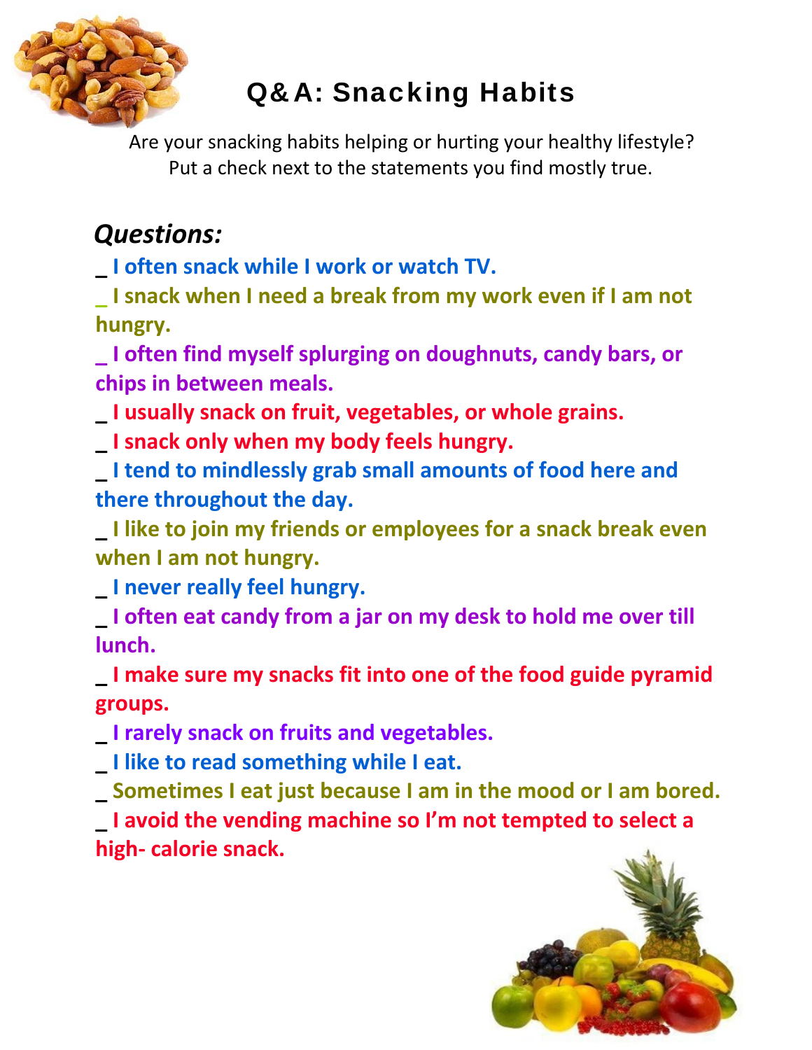# Q&A: Snacking Habits

Are your snacking habits helping or hurting your healthy lifestyle?
Put a check next to the statements you find mostly true.

***Questions:***

**_ I often snack while I work or watch TV.**

**_ I snack when I need a break from my work even if I am not hungry.**

**_ I often find myself splurging on doughnuts, candy bars, or chips in between meals.**

**_ I usually snack on fruit, vegetables, or whole grains.**

**_ I snack only when my body feels hungry.**

**_ I tend to mindlessly grab small amounts of food here and there throughout the day.**

**_ I like to join my friends or employees for a snack break even when I am not hungry.**

**_ I never really feel hungry.**

**_ I often eat candy from a jar on my desk to hold me over till lunch.**

**_ I make sure my snacks fit into one of the food guide pyramid groups.**

**_ I rarely snack on fruits and vegetables.**

**_ I like to read something while I eat.**

**_ Sometimes I eat just because I am in the mood or I am bored.**

**_ I avoid the vending machine so I'm not tempted to select a high- calorie snack.**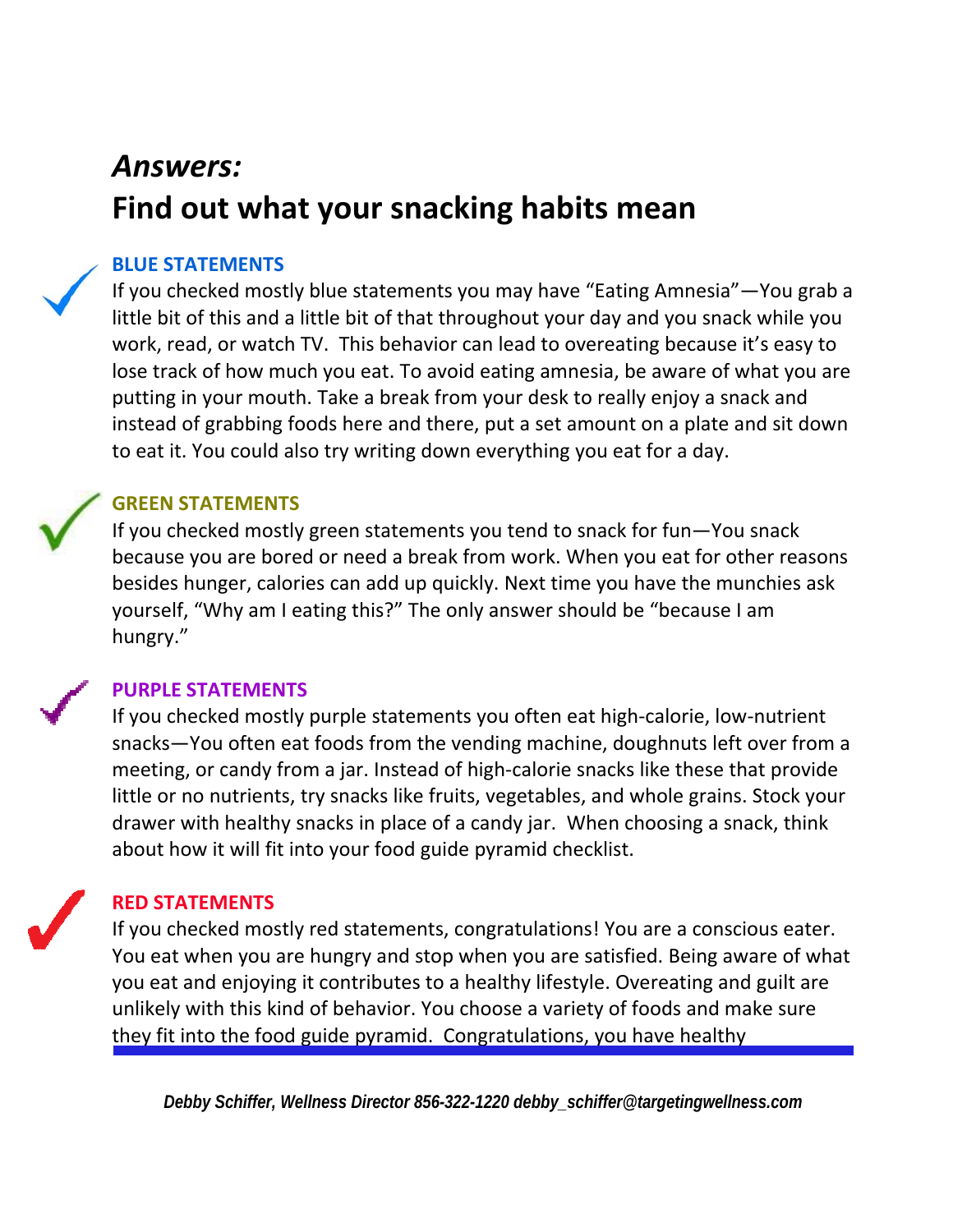## *Answers:*

# Find out what your snacking habits mean

### BLUE STATEMENTS

If you checked mostly blue statements you may have "Eating Amnesia"—You grab a little bit of this and a little bit of that throughout your day and you snack while you work, read, or watch TV. This behavior can lead to overeating because it's easy to lose track of how much you eat. To avoid eating amnesia, be aware of what you are putting in your mouth. Take a break from your desk to really enjoy a snack and instead of grabbing foods here and there, put a set amount on a plate and sit down to eat it. You could also try writing down everything you eat for a day.

### GREEN STATEMENTS

If you checked mostly green statements you tend to snack for fun—You snack because you are bored or need a break from work. When you eat for other reasons besides hunger, calories can add up quickly. Next time you have the munchies ask yourself, "Why am I eating this?" The only answer should be "because I am hungry."

### PURPLE STATEMENTS

If you checked mostly purple statements you often eat high-calorie, low-nutrient snacks—You often eat foods from the vending machine, doughnuts left over from a meeting, or candy from a jar. Instead of high-calorie snacks like these that provide little or no nutrients, try snacks like fruits, vegetables, and whole grains. Stock your drawer with healthy snacks in place of a candy jar. When choosing a snack, think about how it will fit into your food guide pyramid checklist.

### RED STATEMENTS

If you checked mostly red statements, congratulations! You are a conscious eater. You eat when you are hungry and stop when you are satisfied. Being aware of what you eat and enjoying it contributes to a healthy lifestyle. Overeating and guilt are unlikely with this kind of behavior. You choose a variety of foods and make sure they fit into the food guide pyramid. Congratulations, you have healthy

***Debby Schiffer, Wellness Director 856-322-1220 debby_schiffer@targetingwellness.com***